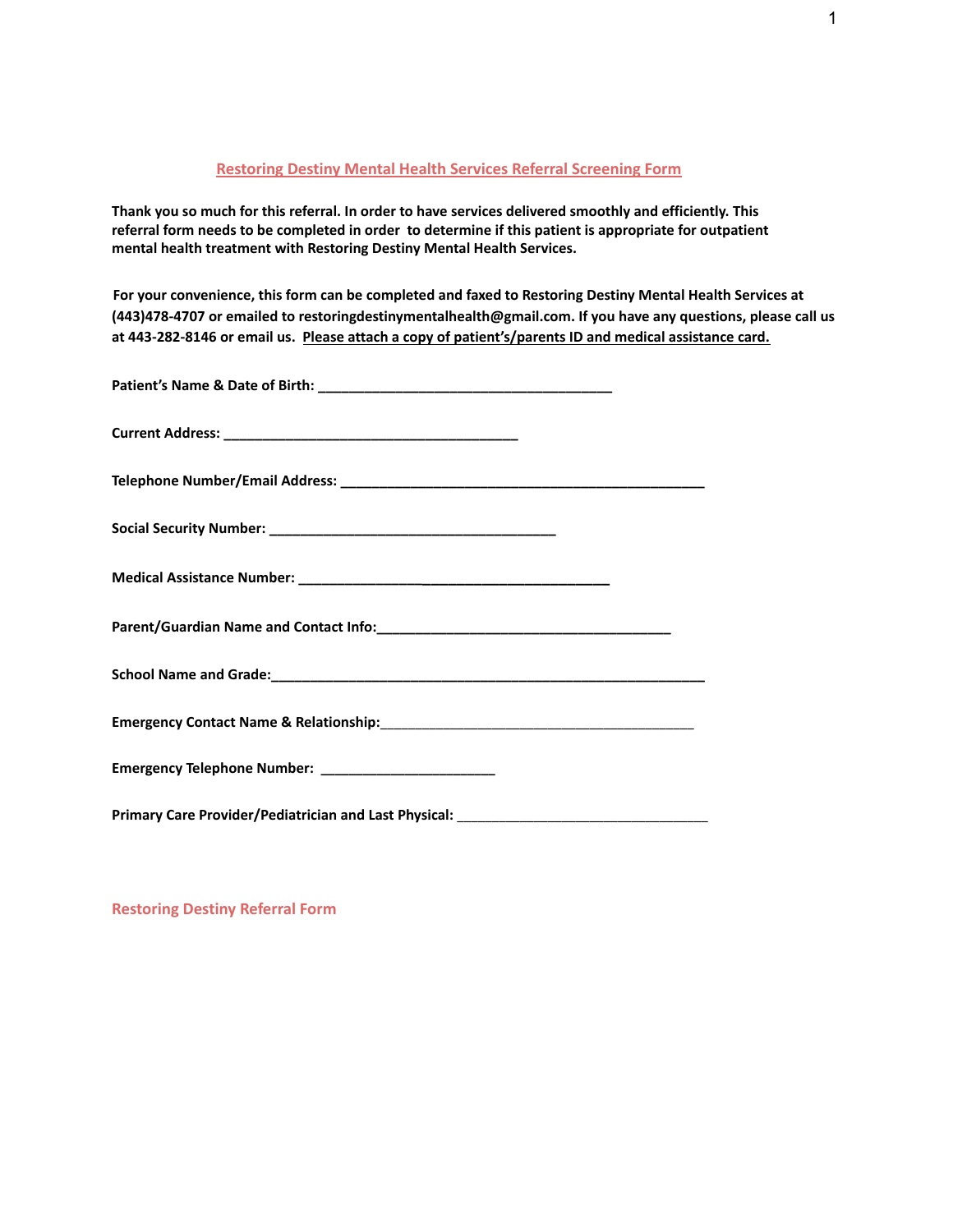## Restoring Destiny Mental Health Services Referral Screening Form

**Thank you so much for this referral. In order to have services delivered smoothly and efficiently. This referral form needs to be completed in order to determine if this patient is appropriate for outpatient mental health treatment with Restoring Destiny Mental Health Services.**

**For your convenience, this form can be completed and faxed to Restoring Destiny Mental Health Services at (443)478-4707 or emailed to restoringdestinymentalhealth@gmail.com. If you have any questions, please call us at 443-282-8146 or email us. Please attach a copy of patient's/parents ID and medical assistance card.**

**Patient's Name & Date of Birth:** _______________________________________

**Current Address:** _______________________________________

**Telephone Number/Email Address:** ________________________________________________

**Social Security Number:** ______________________________________

**Medical Assistance Number:** _________________________________________

**Parent/Guardian Name and Contact Info:**_______________________________________

**School Name and Grade:**_________________________________________________________

**Emergency Contact Name & Relationship:**__________________________________________

**Emergency Telephone Number:** _______________________

**Primary Care Provider/Pediatrician and Last Physical:** _________________________________

**Restoring Destiny Referral Form**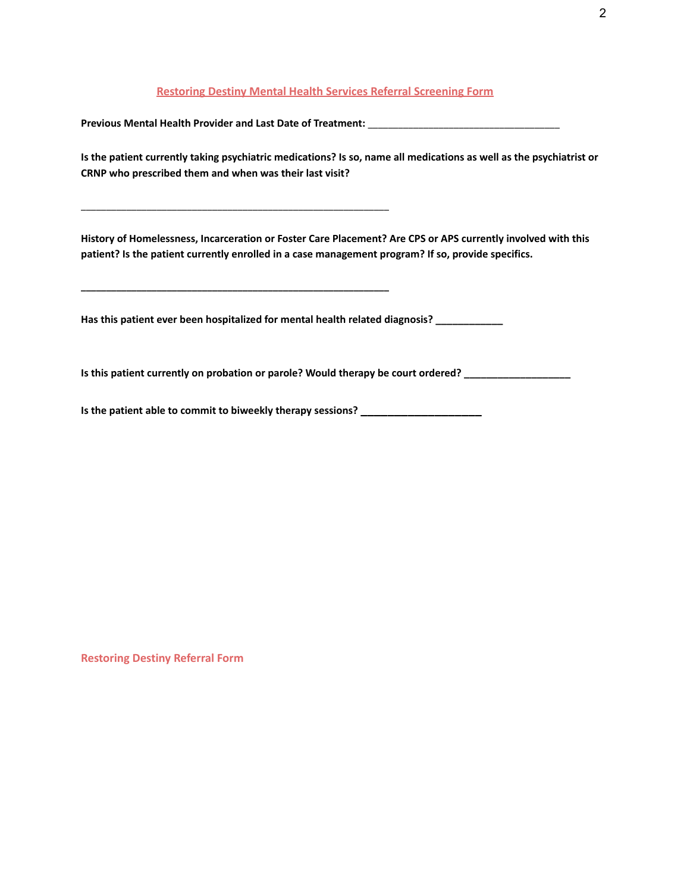## Restoring Destiny Mental Health Services Referral Screening Form

**Previous Mental Health Provider and Last Date of Treatment: ___________________________________**

**Is the patient currently taking psychiatric medications? Is so, name all medications as well as the psychiatrist or CRNP who prescribed them and when was their last visit?**

_____________________________________________________

**History of Homelessness, Incarceration or Foster Care Placement? Are CPS or APS currently involved with this patient? Is the patient currently enrolled in a case management program? If so, provide specifics.**

_____________________________________________________

**Has this patient ever been hospitalized for mental health related diagnosis? ____________**

**Is this patient currently on probation or parole? Would therapy be court ordered? ___________________**

**Is the patient able to commit to biweekly therapy sessions? _____________________**

**Restoring Destiny Referral Form**